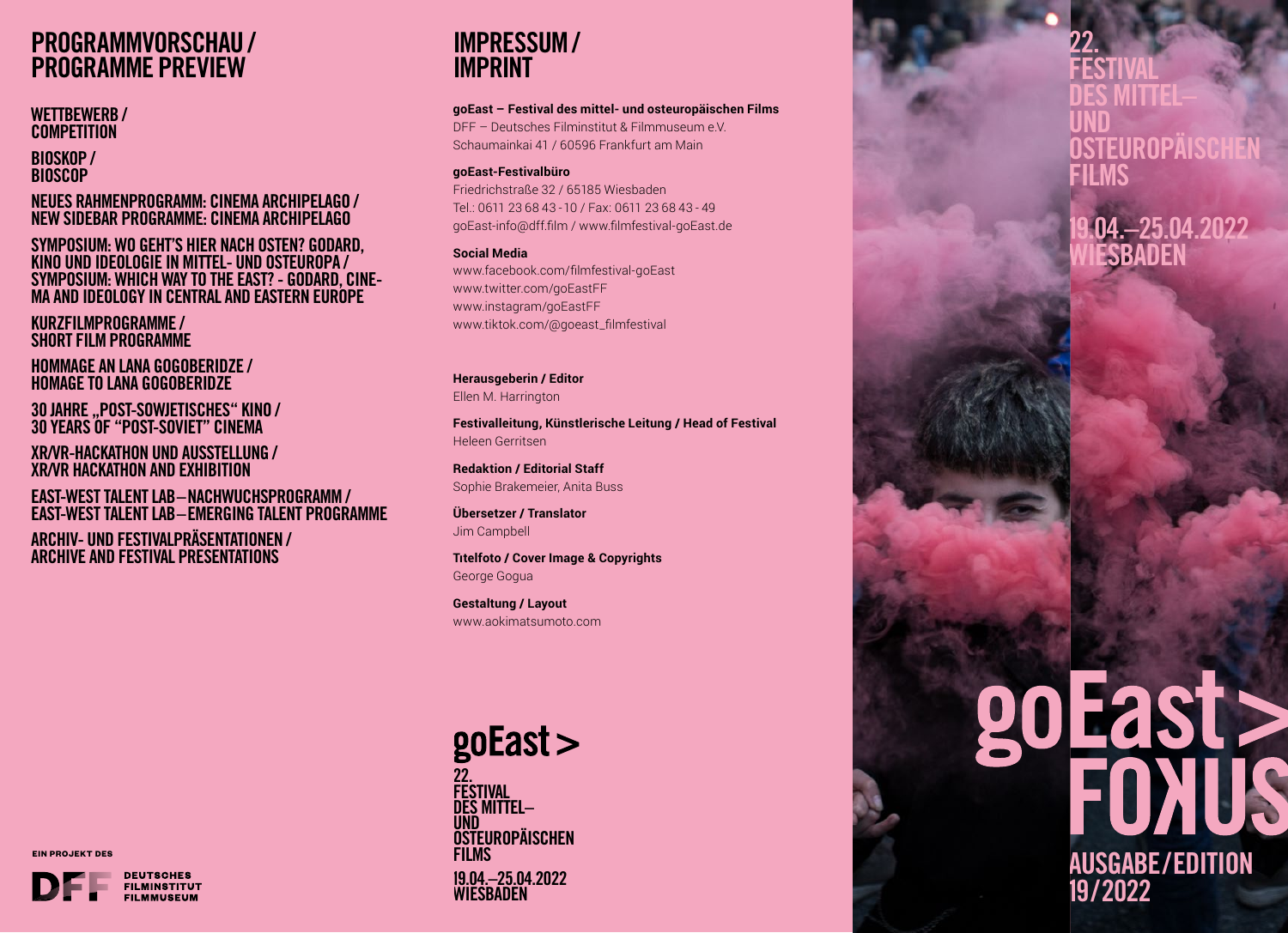# PROGRAMMVORSCHAU / PROGRAMME PREVIEW

## WETTBEWERB / COMPETITION

## BIOSKOP / BIOSCOP

## NEUES RAHMENPROGRAMM: CINEMA ARCHIPELAGO / NEW SIDEBAR PROGRAMME: CINEMA ARCHIPELAGO

## SYMPOSIUM: WO GEHT'S HIER NACH OSTEN? GODARD, KINO UND IDEOLOGIE IN MITTEL- UND OSTEUROPA / SYMPOSIUM: WHICH WAY TO THE EAST? - GODARD, CINEMA AND IDEOLOGY IN CENTRAL AND EASTERN EUROPE

## KURZFILMPROGRAMME / SHORT FILM PROGRAMME

## HOMMAGE AN LANA GOGOBERIDZE / HOMAGE TO LANA GOGOBERIDZE

## 30 JAHRE „POST-SOWJETISCHES" KINO / 30 YEARS OF "POST-SOVIET" CINEMA

## XR/VR-HACKATHON UND AUSSTELLUNG / XR/VR HACKATHON AND EXHIBITION

## EAST-WEST TALENT LAB – NACHWUCHSPROGRAMM / EAST-WEST TALENT LAB – EMERGING TALENT PROGRAMME

## ARCHIV- UND FESTIVALPRÄSENTATIONEN / ARCHIVE AND FESTIVAL PRESENTATIONS

EIN PROJEKT DES

DFF DEUTSCHES FILMINSTITUT FILMMUSEUM

# IMPRESSUM / IMPRINT

**goEast – Festival des mittel- und osteuropäischen Films**
DFF – Deutsches Filminstitut & Filmmuseum e.V.
Schaumainkai 41 / 60596 Frankfurt am Main

**goEast-Festivalbüro**
Friedrichstraße 32 / 65185 Wiesbaden
Tel.: 0611 23 68 43 - 10 / Fax: 0611 23 68 43 - 49
goEast-info@dff.film / www.filmfestival-goEast.de

**Social Media**
www.facebook.com/filmfestival-goEast
www.twitter.com/goEastFF
www.instagram/goEastFF
www.tiktok.com/@goeast_filmfestival

**Herausgeberin / Editor**
Ellen M. Harrington

**Festivalleitung, Künstlerische Leitung / Head of Festival**
Heleen Gerritsen

**Redaktion / Editorial Staff**
Sophie Brakemeier, Anita Buss

**Übersetzer / Translator**
Jim Campbell

**Titelfoto / Cover Image & Copyrights**
George Gogua

**Gestaltung / Layout**
www.aokimatsumoto.com

goEast >
22. FESTIVAL DES MITTEL– UND OSTEUROPÄISCHEN FILMS
19.04.–25.04.2022 WIESBADEN

# 22. FESTIVAL DES MITTEL– UND OSTEUROPÄISCHEN FILMS

19.04.–25.04.2022 WIESBADEN

# goEast > FOKUS

AUSGABE/EDITION 19/2022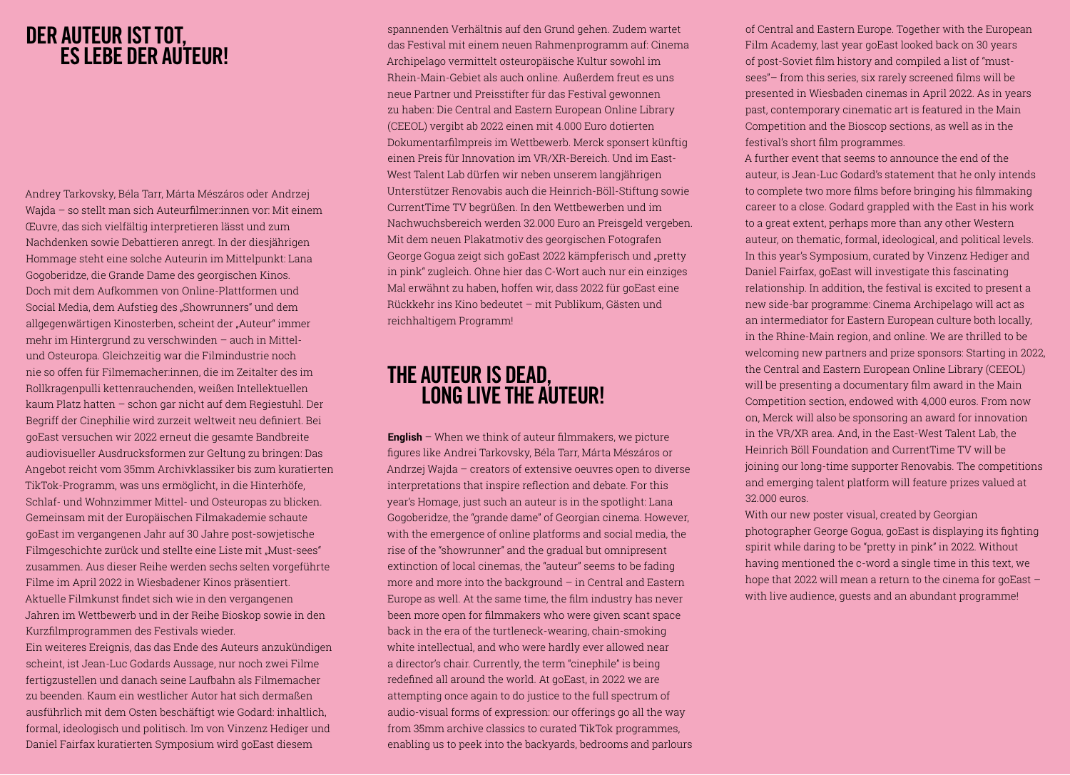# DER AUTEUR IST TOT, ES LEBE DER AUTEUR!

Andrey Tarkovsky, Béla Tarr, Márta Mészáros oder Andrzej Wajda – so stellt man sich Auteurfilmer:innen vor: Mit einem Œuvre, das sich vielfältig interpretieren lässt und zum Nachdenken sowie Debattieren anregt. In der diesjährigen Hommage steht eine solche Auteurin im Mittelpunkt: Lana Gogoberidze, die Grande Dame des georgischen Kinos. Doch mit dem Aufkommen von Online-Plattformen und Social Media, dem Aufstieg des „Showrunners" und dem allgegenwärtigen Kinosterben, scheint der „Auteur" immer mehr im Hintergrund zu verschwinden – auch in Mittel- und Osteuropa. Gleichzeitig war die Filmindustrie noch nie so offen für Filmemacher:innen, die im Zeitalter des im Rollkragenpulli kettenrauchenden, weißen Intellektuellen kaum Platz hatten – schon gar nicht auf dem Regiestuhl. Der Begriff der Cinephilie wird zurzeit weltweit neu definiert. Bei goEast versuchen wir 2022 erneut die gesamte Bandbreite audiovisueller Ausdrucksformen zur Geltung zu bringen: Das Angebot reicht vom 35mm Archivklassiker bis zum kuratierten TikTok-Programm, was uns ermöglicht, in die Hinterhöfe, Schlaf- und Wohnzimmer Mittel- und Osteuropas zu blicken. Gemeinsam mit der Europäischen Filmakademie schaute goEast im vergangenen Jahr auf 30 Jahre post-sowjetische Filmgeschichte zurück und stellte eine Liste mit „Must-sees" zusammen. Aus dieser Reihe werden sechs selten vorgeführte Filme im April 2022 in Wiesbadener Kinos präsentiert. Aktuelle Filmkunst findet sich wie in den vergangenen Jahren im Wettbewerb und in der Reihe Bioskop sowie in den Kurzfilmprogrammen des Festivals wieder.

Ein weiteres Ereignis, das das Ende des Auteurs anzukündigen scheint, ist Jean-Luc Godards Aussage, nur noch zwei Filme fertigzustellen und danach seine Laufbahn als Filmemacher zu beenden. Kaum ein westlicher Autor hat sich dermaßen ausführlich mit dem Osten beschäftigt wie Godard: inhaltlich, formal, ideologisch und politisch. Im von Vinzenz Hediger und Daniel Fairfax kuratierten Symposium wird goEast diesem spannenden Verhältnis auf den Grund gehen. Zudem wartet das Festival mit einem neuen Rahmenprogramm auf: Cinema Archipelago vermittelt osteuropäische Kultur sowohl im Rhein-Main-Gebiet als auch online. Außerdem freut es uns neue Partner und Preisstifter für das Festival gewonnen zu haben: Die Central and Eastern European Online Library (CEEOL) vergibt ab 2022 einen mit 4.000 Euro dotierten Dokumentarfilmpreis im Wettbewerb. Merck sponsert künftig einen Preis für Innovation im VR/XR-Bereich. Und im East-West Talent Lab dürfen wir neben unserem langjährigen Unterstützer Renovabis auch die Heinrich-Böll-Stiftung sowie CurrentTime TV begrüßen. In den Wettbewerben und im Nachwuchsbereich werden 32.000 Euro an Preisgeld vergeben. Mit dem neuen Plakatmotiv des georgischen Fotografen George Gogua zeigt sich goEast 2022 kämpferisch und „pretty in pink" zugleich. Ohne hier das C-Wort auch nur ein einziges Mal erwähnt zu haben, hoffen wir, dass 2022 für goEast eine Rückkehr ins Kino bedeutet – mit Publikum, Gästen und reichhaltigem Programm!

# THE AUTEUR IS DEAD, LONG LIVE THE AUTEUR!

**English** – When we think of auteur filmmakers, we picture figures like Andrei Tarkovsky, Béla Tarr, Márta Mészáros or Andrzej Wajda – creators of extensive oeuvres open to diverse interpretations that inspire reflection and debate. For this year's Homage, just such an auteur is in the spotlight: Lana Gogoberidze, the "grande dame" of Georgian cinema. However, with the emergence of online platforms and social media, the rise of the "showrunner" and the gradual but omnipresent extinction of local cinemas, the "auteur" seems to be fading more and more into the background – in Central and Eastern Europe as well. At the same time, the film industry has never been more open for filmmakers who were given scant space back in the era of the turtleneck-wearing, chain-smoking white intellectual, and who were hardly ever allowed near a director's chair. Currently, the term "cinephile" is being redefined all around the world. At goEast, in 2022 we are attempting once again to do justice to the full spectrum of audio-visual forms of expression: our offerings go all the way from 35mm archive classics to curated TikTok programmes, enabling us to peek into the backyards, bedrooms and parlours of Central and Eastern Europe. Together with the European Film Academy, last year goEast looked back on 30 years of post-Soviet film history and compiled a list of "must-sees"– from this series, six rarely screened films will be presented in Wiesbaden cinemas in April 2022. As in years past, contemporary cinematic art is featured in the Main Competition and the Bioscop sections, as well as in the festival's short film programmes.

A further event that seems to announce the end of the auteur, is Jean-Luc Godard's statement that he only intends to complete two more films before bringing his filmmaking career to a close. Godard grappled with the East in his work to a great extent, perhaps more than any other Western auteur, on thematic, formal, ideological, and political levels. In this year's Symposium, curated by Vinzenz Hediger and Daniel Fairfax, goEast will investigate this fascinating relationship. In addition, the festival is excited to present a new side-bar programme: Cinema Archipelago will act as an intermediator for Eastern European culture both locally, in the Rhine-Main region, and online. We are thrilled to be welcoming new partners and prize sponsors: Starting in 2022, the Central and Eastern European Online Library (CEEOL) will be presenting a documentary film award in the Main Competition section, endowed with 4,000 euros. From now on, Merck will also be sponsoring an award for innovation in the VR/XR area. And, in the East-West Talent Lab, the Heinrich Böll Foundation and CurrentTime TV will be joining our long-time supporter Renovabis. The competitions and emerging talent platform will feature prizes valued at 32.000 euros.

With our new poster visual, created by Georgian photographer George Gogua, goEast is displaying its fighting spirit while daring to be "pretty in pink" in 2022. Without having mentioned the c-word a single time in this text, we hope that 2022 will mean a return to the cinema for goEast – with live audience, guests and an abundant programme!